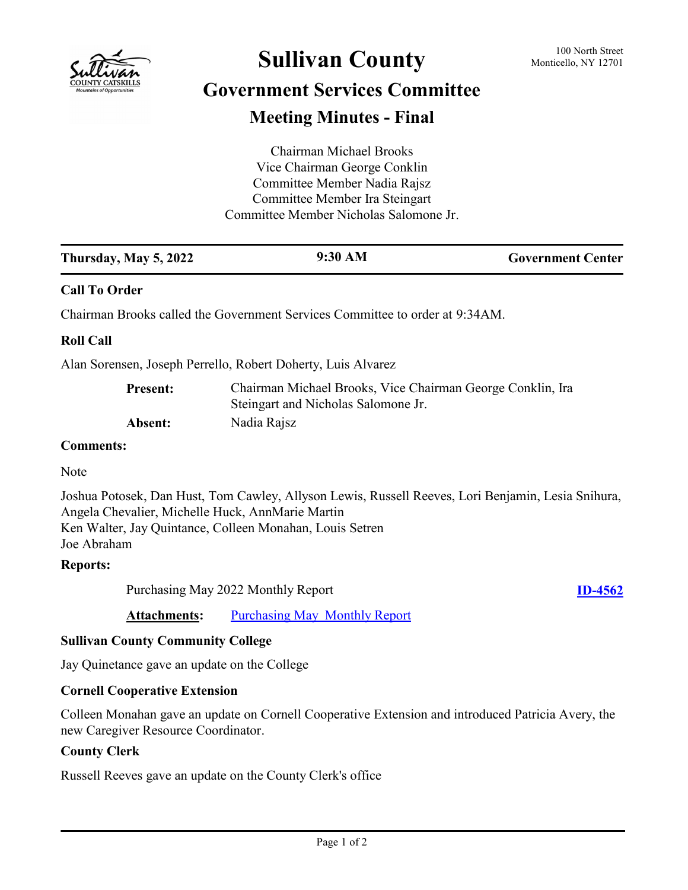# Sullivan County

100 North Street
Monticello, NY 12701

## Government Services Committee

## Meeting Minutes - Final

Chairman Michael Brooks
Vice Chairman George Conklin
Committee Member Nadia Rajsz
Committee Member Ira Steingart
Committee Member Nicholas Salomone Jr.

| Thursday, May 5, 2022 | 9:30 AM | Government Center |
|---|---|---|

### Call To Order

Chairman Brooks called the Government Services Committee to order at 9:34AM.

### Roll Call

Alan Sorensen, Joseph Perrello, Robert Doherty, Luis Alvarez

**Present:** Chairman Michael Brooks, Vice Chairman George Conklin, Ira Steingart and Nicholas Salomone Jr.

**Absent:** Nadia Rajsz

### Comments:

Note

Joshua Potosek, Dan Hust, Tom Cawley, Allyson Lewis, Russell Reeves, Lori Benjamin, Lesia Snihura, Angela Chevalier, Michelle Huck, AnnMarie Martin
Ken Walter, Jay Quintance, Colleen Monahan, Louis Setren
Joe Abraham

### Reports:

Purchasing May 2022 Monthly Report **ID-4562**

**Attachments:** Purchasing May Monthly Report

### Sullivan County Community College

Jay Quinetance gave an update on the College

### Cornell Cooperative Extension

Colleen Monahan gave an update on Cornell Cooperative Extension and introduced Patricia Avery, the new Caregiver Resource Coordinator.

### County Clerk

Russell Reeves gave an update on the County Clerk's office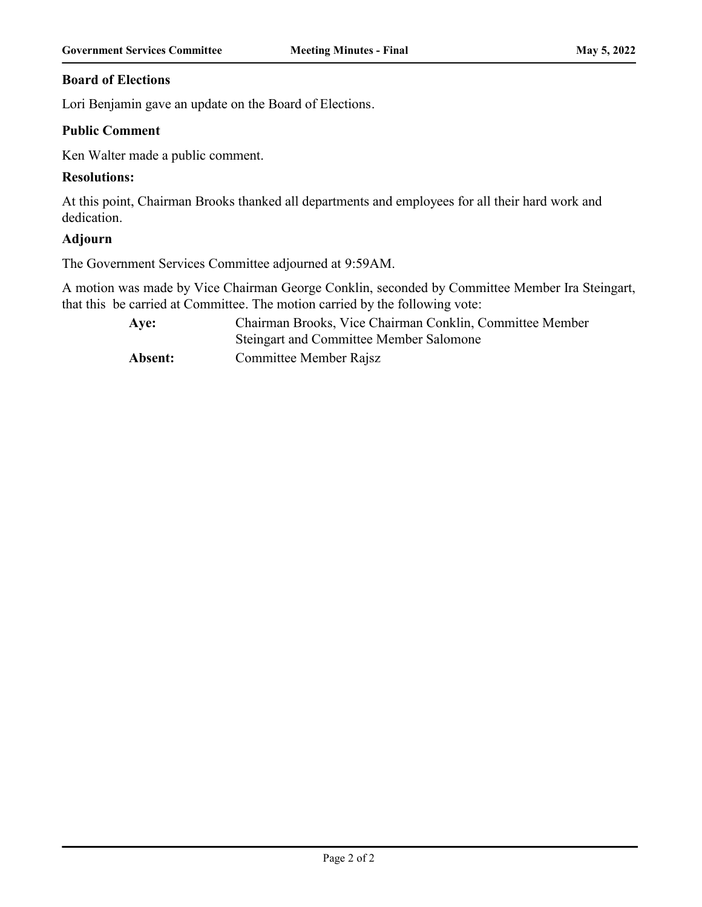**Board of Elections**

Lori Benjamin gave an update on the Board of Elections.

**Public Comment**

Ken Walter made a public comment.

**Resolutions:**

At this point, Chairman Brooks thanked all departments and employees for all their hard work and dedication.

**Adjourn**

The Government Services Committee adjourned at 9:59AM.

A motion was made by Vice Chairman George Conklin, seconded by Committee Member Ira Steingart, that this be carried at Committee. The motion carried by the following vote:

**Aye:** Chairman Brooks, Vice Chairman Conklin, Committee Member Steingart and Committee Member Salomone

**Absent:** Committee Member Rajsz